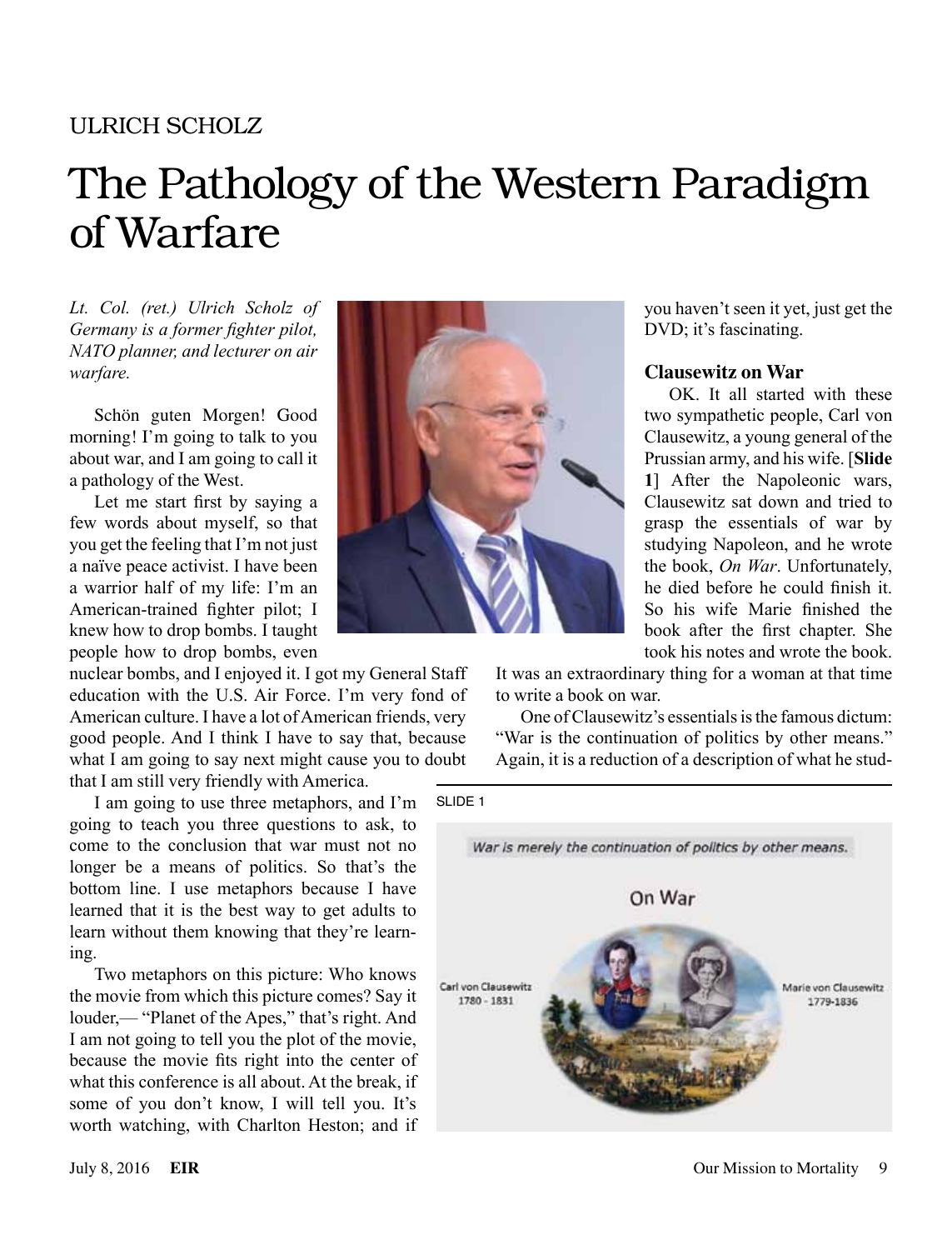ULRICH SCHOLZ

# The Pathology of the Western Paradigm of Warfare

*Lt. Col. (ret.) Ulrich Scholz of Germany is a former fighter pilot, NATO planner, and lecturer on air warfare.*

Schön guten Morgen! Good morning! I'm going to talk to you about war, and I am going to call it a pathology of the West.

Let me start first by saying a few words about myself, so that you get the feeling that I'm not just a naïve peace activist. I have been a warrior half of my life: I'm an American-trained fighter pilot; I knew how to drop bombs. I taught people how to drop bombs, even nuclear bombs, and I enjoyed it. I got my General Staff education with the U.S. Air Force. I'm very fond of American culture. I have a lot of American friends, very good people. And I think I have to say that, because what I am going to say next might cause you to doubt that I am still very friendly with America.

I am going to use three metaphors, and I'm going to teach you three questions to ask, to come to the conclusion that war must not no longer be a means of politics. So that's the bottom line. I use metaphors because I have learned that it is the best way to get adults to learn without them knowing that they're learning.

Two metaphors on this picture: Who knows the movie from which this picture comes? Say it louder,— "Planet of the Apes," that's right. And I am not going to tell you the plot of the movie, because the movie fits right into the center of what this conference is all about. At the break, if some of you don't know, I will tell you. It's worth watching, with Charlton Heston; and if you haven't seen it yet, just get the DVD; it's fascinating.

### Clausewitz on War

OK. It all started with these two sympathetic people, Carl von Clausewitz, a young general of the Prussian army, and his wife. [**Slide 1**] After the Napoleonic wars, Clausewitz sat down and tried to grasp the essentials of war by studying Napoleon, and he wrote the book, *On War*. Unfortunately, he died before he could finish it. So his wife Marie finished the book after the first chapter. She took his notes and wrote the book. It was an extraordinary thing for a woman at that time to write a book on war.

One of Clausewitz's essentials is the famous dictum: "War is the continuation of politics by other means." Again, it is a reduction of a description of what he stud-

SLIDE 1

War is merely the continuation of politics by other means.

On War

Carl von Clausewitz 1780 - 1831

Marie von Clausewitz 1779-1836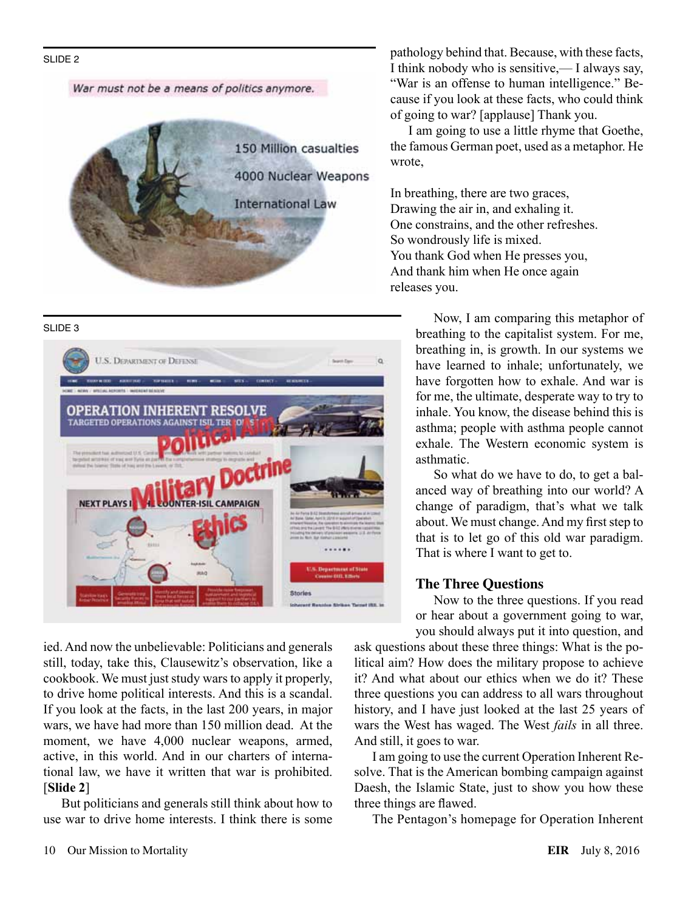SLIDE 2

SLIDE 3

ied. And now the unbelievable: Politicians and generals still, today, take this, Clausewitz's observation, like a cookbook. We must just study wars to apply it properly, to drive home political interests. And this is a scandal. If you look at the facts, in the last 200 years, in major wars, we have had more than 150 million dead. At the moment, we have 4,000 nuclear weapons, armed, active, in this world. And in our charters of international law, we have it written that war is prohibited. [**Slide 2**]

But politicians and generals still think about how to use war to drive home interests. I think there is some pathology behind that. Because, with these facts, I think nobody who is sensitive,— I always say, "War is an offense to human intelligence." Because if you look at these facts, who could think of going to war? [applause] Thank you.

I am going to use a little rhyme that Goethe, the famous German poet, used as a metaphor. He wrote,

In breathing, there are two graces,
Drawing the air in, and exhaling it.
One constrains, and the other refreshes.
So wondrously life is mixed.
You thank God when He presses you,
And thank him when He once again releases you.

Now, I am comparing this metaphor of breathing to the capitalist system. For me, breathing in, is growth. In our systems we have learned to inhale; unfortunately, we have forgotten how to exhale. And war is for me, the ultimate, desperate way to try to inhale. You know, the disease behind this is asthma; people with asthma people cannot exhale. The Western economic system is asthmatic.

So what do we have to do, to get a balanced way of breathing into our world? A change of paradigm, that's what we talk about. We must change. And my first step to that is to let go of this old war paradigm. That is where I want to get to.

### The Three Questions

Now to the three questions. If you read or hear about a government going to war, you should always put it into question, and ask questions about these three things: What is the political aim? How does the military propose to achieve it? And what about our ethics when we do it? These three questions you can address to all wars throughout history, and I have just looked at the last 25 years of wars the West has waged. The West *fails* in all three. And still, it goes to war.

I am going to use the current Operation Inherent Resolve. That is the American bombing campaign against Daesh, the Islamic State, just to show you how these three things are flawed.

The Pentagon's homepage for Operation Inherent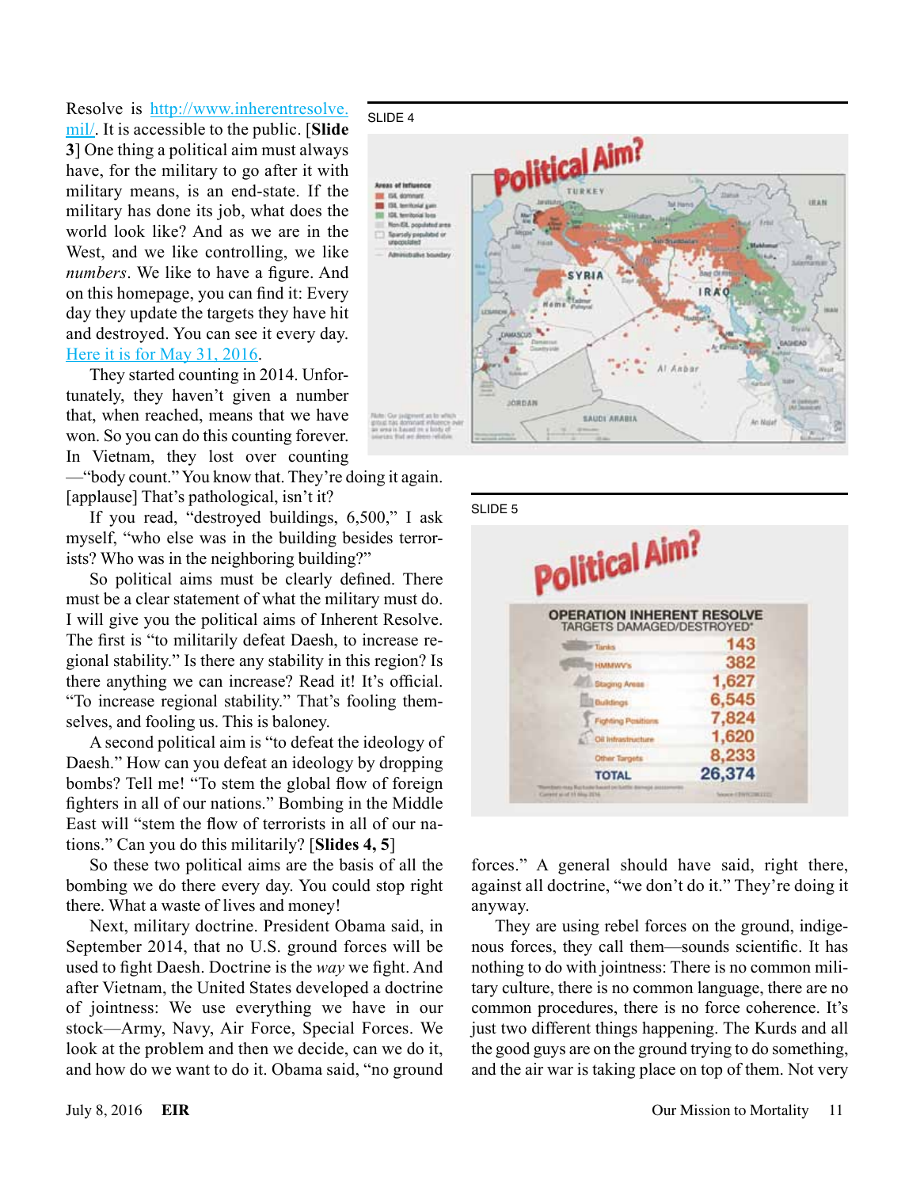Resolve is http://www.inherentresolve.mil/. It is accessible to the public. [**Slide 3**] One thing a political aim must always have, for the military to go after it with military means, is an end-state. If the military has done its job, what does the world look like? And as we are in the West, and we like controlling, we like *numbers*. We like to have a figure. And on this homepage, you can find it: Every day they update the targets they have hit and destroyed. You can see it every day. Here it is for May 31, 2016.

They started counting in 2014. Unfortunately, they haven't given a number that, when reached, means that we have won. So you can do this counting forever. In Vietnam, they lost over counting—"body count." You know that. They're doing it again. [applause] That's pathological, isn't it?

If you read, "destroyed buildings, 6,500," I ask myself, "who else was in the building besides terrorists? Who was in the neighboring building?"

So political aims must be clearly defined. There must be a clear statement of what the military must do. I will give you the political aims of Inherent Resolve. The first is "to militarily defeat Daesh, to increase regional stability." Is there any stability in this region? Is there anything we can increase? Read it! It's official. "To increase regional stability." That's fooling themselves, and fooling us. This is baloney.

A second political aim is "to defeat the ideology of Daesh." How can you defeat an ideology by dropping bombs? Tell me! "To stem the global flow of foreign fighters in all of our nations." Bombing in the Middle East will "stem the flow of terrorists in all of our nations." Can you do this militarily? [**Slides 4, 5**]

SLIDE 4

SLIDE 5

So these two political aims are the basis of all the bombing we do there every day. You could stop right there. What a waste of lives and money!

Next, military doctrine. President Obama said, in September 2014, that no U.S. ground forces will be used to fight Daesh. Doctrine is the *way* we fight. And after Vietnam, the United States developed a doctrine of jointness: We use everything we have in our stock—Army, Navy, Air Force, Special Forces. We look at the problem and then we decide, can we do it, and how do we want to do it. Obama said, "no ground forces." A general should have said, right there, against all doctrine, "we don't do it." They're doing it anyway.

They are using rebel forces on the ground, indigenous forces, they call them—sounds scientific. It has nothing to do with jointness: There is no common military culture, there is no common language, there are no common procedures, there is no force coherence. It's just two different things happening. The Kurds and all the good guys are on the ground trying to do something, and the air war is taking place on top of them. Not very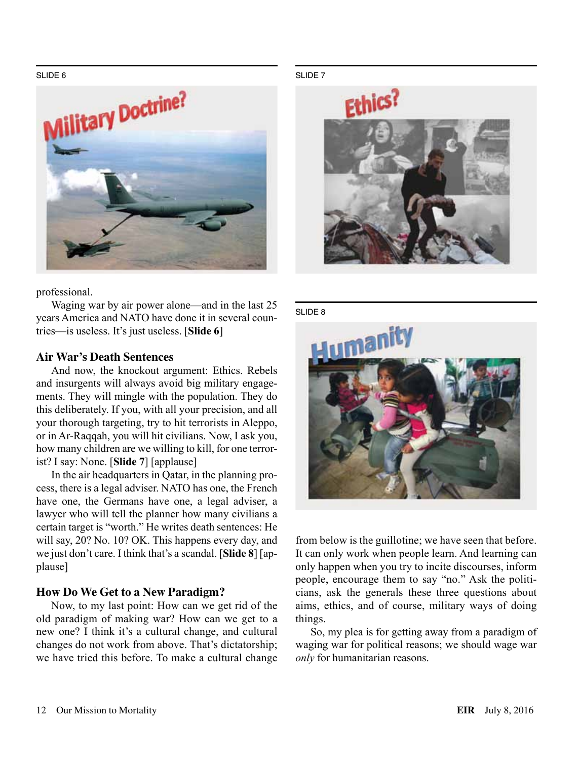SLIDE 6

SLIDE 7

SLIDE 8

professional.

Waging war by air power alone—and in the last 25 years America and NATO have done it in several countries—is useless. It's just useless. [**Slide 6**]

### Air War's Death Sentences

And now, the knockout argument: Ethics. Rebels and insurgents will always avoid big military engagements. They will mingle with the population. They do this deliberately. If you, with all your precision, and all your thorough targeting, try to hit terrorists in Aleppo, or in Ar-Raqqah, you will hit civilians. Now, I ask you, how many children are we willing to kill, for one terrorist? I say: None. [**Slide 7**] [applause]

In the air headquarters in Qatar, in the planning process, there is a legal adviser. NATO has one, the French have one, the Germans have one, a legal adviser, a lawyer who will tell the planner how many civilians a certain target is "worth." He writes death sentences: He will say, 20? No. 10? OK. This happens every day, and we just don't care. I think that's a scandal. [**Slide 8**] [applause]

### How Do We Get to a New Paradigm?

Now, to my last point: How can we get rid of the old paradigm of making war? How can we get to a new one? I think it's a cultural change, and cultural changes do not work from above. That's dictatorship; we have tried this before. To make a cultural change from below is the guillotine; we have seen that before. It can only work when people learn. And learning can only happen when you try to incite discourses, inform people, encourage them to say "no." Ask the politicians, ask the generals these three questions about aims, ethics, and of course, military ways of doing things.

So, my plea is for getting away from a paradigm of waging war for political reasons; we should wage war *only* for humanitarian reasons.